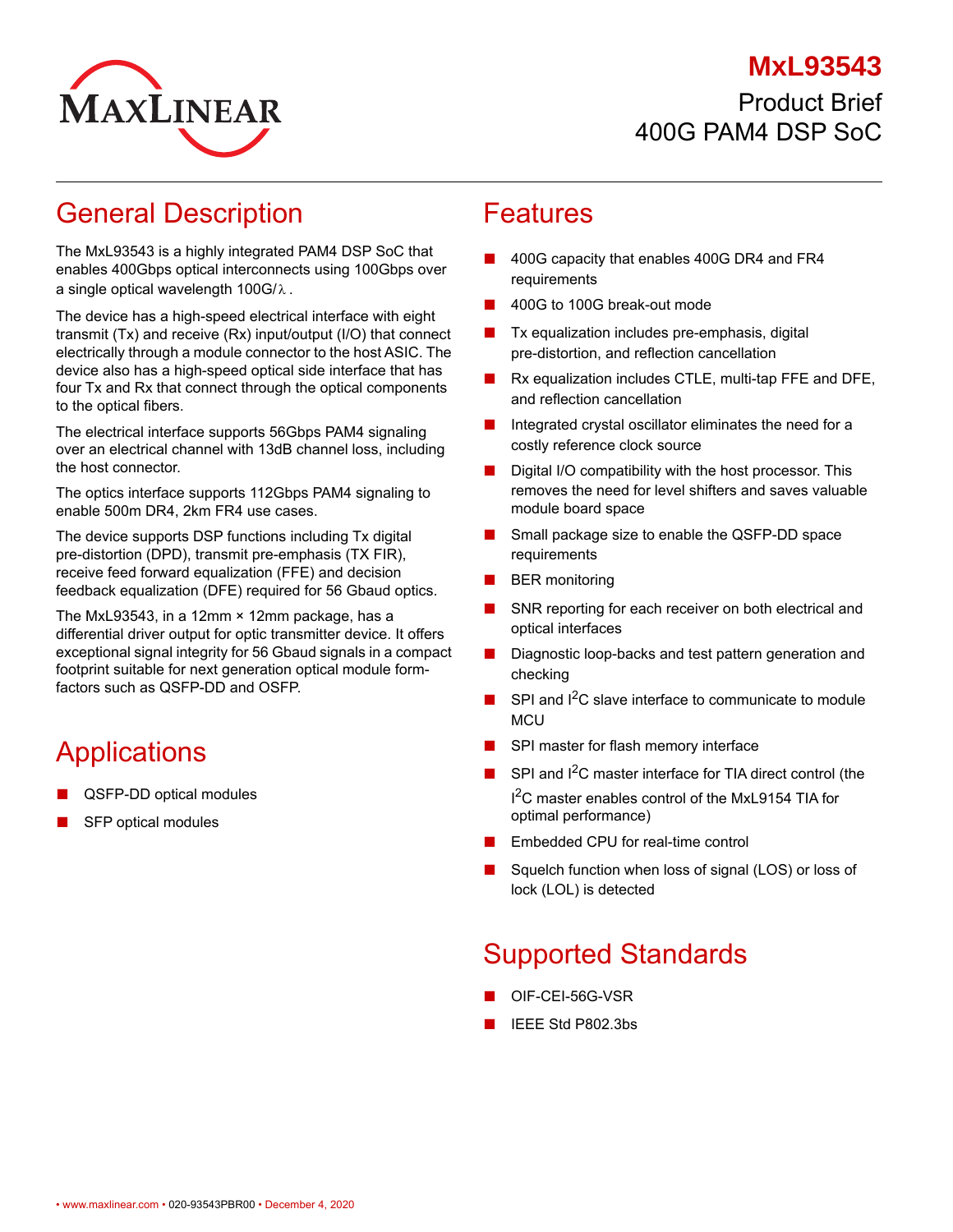# MxL93543

Product Brief
400G PAM4 DSP SoC

## General Description

The MxL93543 is a highly integrated PAM4 DSP SoC that enables 400Gbps optical interconnects using 100Gbps over a single optical wavelength 100G/λ.

The device has a high-speed electrical interface with eight transmit (Tx) and receive (Rx) input/output (I/O) that connect electrically through a module connector to the host ASIC. The device also has a high-speed optical side interface that has four Tx and Rx that connect through the optical components to the optical fibers.

The electrical interface supports 56Gbps PAM4 signaling over an electrical channel with 13dB channel loss, including the host connector.

The optics interface supports 112Gbps PAM4 signaling to enable 500m DR4, 2km FR4 use cases.

The device supports DSP functions including Tx digital pre-distortion (DPD), transmit pre-emphasis (TX FIR), receive feed forward equalization (FFE) and decision feedback equalization (DFE) required for 56 Gbaud optics.

The MxL93543, in a 12mm × 12mm package, has a differential driver output for optic transmitter device. It offers exceptional signal integrity for 56 Gbaud signals in a compact footprint suitable for next generation optical module form-factors such as QSFP-DD and OSFP.

## Applications

- QSFP-DD optical modules
- SFP optical modules

## Features

- 400G capacity that enables 400G DR4 and FR4 requirements
- 400G to 100G break-out mode
- Tx equalization includes pre-emphasis, digital pre-distortion, and reflection cancellation
- Rx equalization includes CTLE, multi-tap FFE and DFE, and reflection cancellation
- Integrated crystal oscillator eliminates the need for a costly reference clock source
- Digital I/O compatibility with the host processor. This removes the need for level shifters and saves valuable module board space
- Small package size to enable the QSFP-DD space requirements
- BER monitoring
- SNR reporting for each receiver on both electrical and optical interfaces
- Diagnostic loop-backs and test pattern generation and checking
- SPI and I$^2$C slave interface to communicate to module MCU
- SPI master for flash memory interface
- SPI and I$^2$C master interface for TIA direct control (the I$^2$C master enables control of the MxL9154 TIA for optimal performance)
- Embedded CPU for real-time control
- Squelch function when loss of signal (LOS) or loss of lock (LOL) is detected

## Supported Standards

- OIF-CEI-56G-VSR
- IEEE Std P802.3bs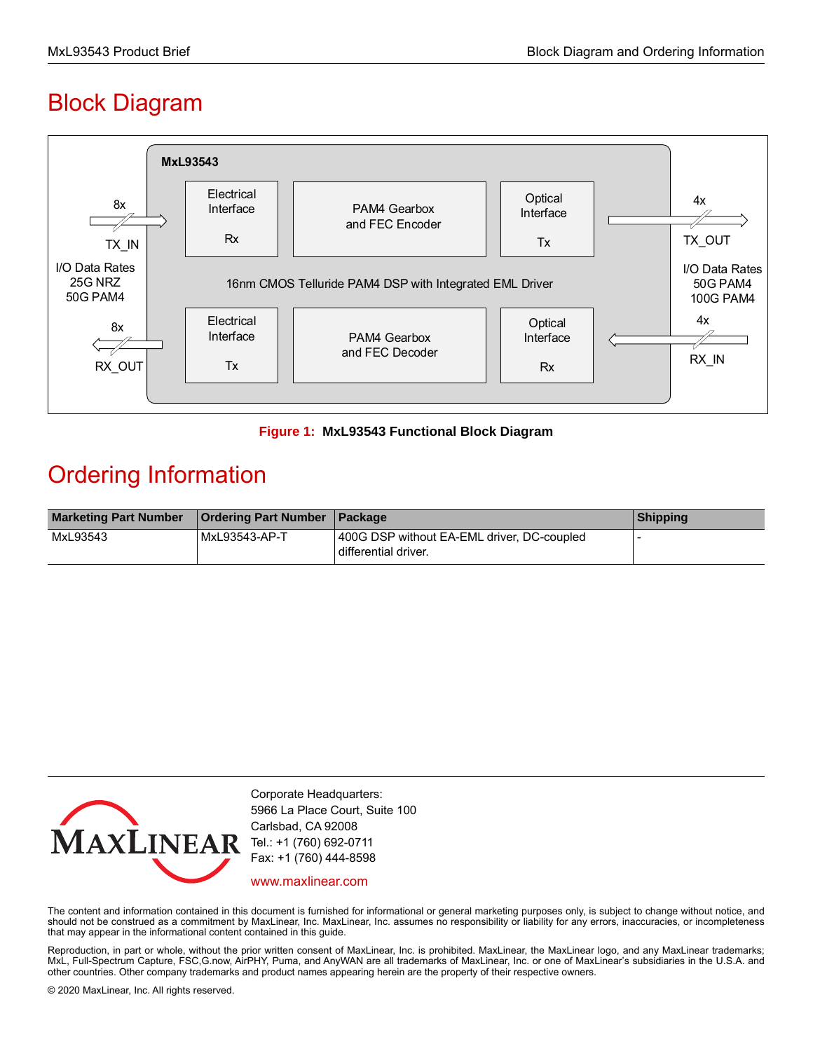# Block Diagram

MxL93543

8x

TX_IN

I/O Data Rates
25G NRZ
50G PAM4

8x

RX_OUT

Electrical Interface

Rx

PAM4 Gearbox and FEC Encoder

Optical Interface

Tx

16nm CMOS Telluride PAM4 DSP with Integrated EML Driver

Electrical Interface

Tx

PAM4 Gearbox and FEC Decoder

Optical Interface

Rx

4x

TX_OUT

I/O Data Rates
50G PAM4
100G PAM4

4x

RX_IN

**Figure 1: MxL93543 Functional Block Diagram**

# Ordering Information

| Marketing Part Number | Ordering Part Number | Package | Shipping |
|---|---|---|---|
| MxL93543 | MxL93543-AP-T | 400G DSP without EA-EML driver, DC-coupled differential driver. | - |

Corporate Headquarters:
5966 La Place Court, Suite 100
Carlsbad, CA 92008
Tel.: +1 (760) 692-0711
Fax: +1 (760) 444-8598

www.maxlinear.com

The content and information contained in this document is furnished for informational or general marketing purposes only, is subject to change without notice, and should not be construed as a commitment by MaxLinear, Inc. MaxLinear, Inc. assumes no responsibility or liability for any errors, inaccuracies, or incompleteness that may appear in the informational content contained in this guide.

Reproduction, in part or whole, without the prior written consent of MaxLinear, Inc. is prohibited. MaxLinear, the MaxLinear logo, and any MaxLinear trademarks; MxL, Full-Spectrum Capture, FSC,G.now, AirPHY, Puma, and AnyWAN are all trademarks of MaxLinear, Inc. or one of MaxLinear's subsidiaries in the U.S.A. and other countries. Other company trademarks and product names appearing herein are the property of their respective owners.

© 2020 MaxLinear, Inc. All rights reserved.